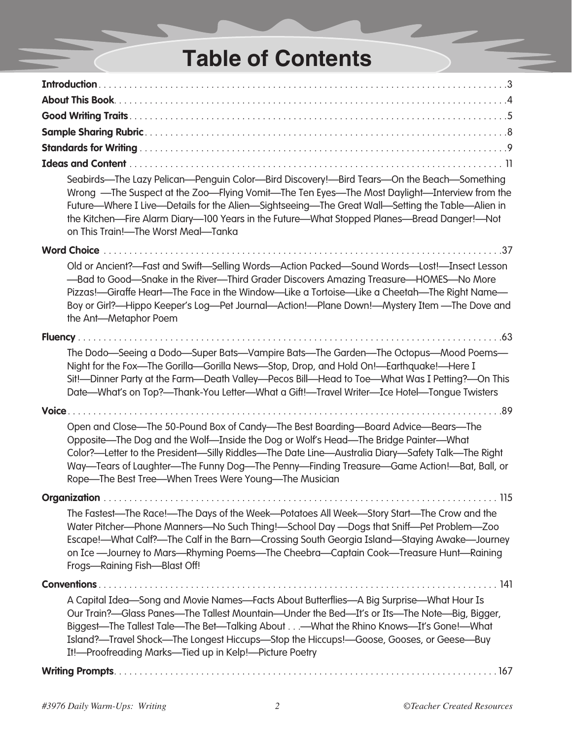# Table of Contents

**Introduction** . . . . . . . . . . . . . . . . . . . . . . . . . . . . . . . . . . . . . . . . . . . . . . . . . . . . . . . . . 3

**About This Book** . . . . . . . . . . . . . . . . . . . . . . . . . . . . . . . . . . . . . . . . . . . . . . . . . . . . . . 4

**Good Writing Traits** . . . . . . . . . . . . . . . . . . . . . . . . . . . . . . . . . . . . . . . . . . . . . . . . . . . . 5

**Sample Sharing Rubric** . . . . . . . . . . . . . . . . . . . . . . . . . . . . . . . . . . . . . . . . . . . . . . . . . . 8

**Standards for Writing** . . . . . . . . . . . . . . . . . . . . . . . . . . . . . . . . . . . . . . . . . . . . . . . . . . . 9

**Ideas and Content** . . . . . . . . . . . . . . . . . . . . . . . . . . . . . . . . . . . . . . . . . . . . . . . . . . . . 11

Seabirds—The Lazy Pelican—Penguin Color—Bird Discovery!—Bird Tears—On the Beach—Something Wrong —The Suspect at the Zoo—Flying Vomit—The Ten Eyes—The Most Daylight—Interview from the Future—Where I Live—Details for the Alien—Sightseeing—The Great Wall—Setting the Table—Alien in the Kitchen—Fire Alarm Diary—100 Years in the Future—What Stopped Planes—Bread Danger!—Not on This Train!—The Worst Meal—Tanka

**Word Choice** . . . . . . . . . . . . . . . . . . . . . . . . . . . . . . . . . . . . . . . . . . . . . . . . . . . . . . . 37

Old or Ancient?—Fast and Swift—Selling Words—Action Packed—Sound Words—Lost!—Insect Lesson —Bad to Good—Snake in the River—Third Grader Discovers Amazing Treasure—HOMES—No More Pizzas!—Giraffe Heart—The Face in the Window—Like a Tortoise—Like a Cheetah—The Right Name—Boy or Girl?—Hippo Keeper's Log—Pet Journal—Action!—Plane Down!—Mystery Item —The Dove and the Ant—Metaphor Poem

**Fluency** . . . . . . . . . . . . . . . . . . . . . . . . . . . . . . . . . . . . . . . . . . . . . . . . . . . . . . . . . . 63

The Dodo—Seeing a Dodo—Super Bats—Vampire Bats—The Garden—The Octopus—Mood Poems—Night for the Fox—The Gorilla—Gorilla News—Stop, Drop, and Hold On!—Earthquake!—Here I Sit!—Dinner Party at the Farm—Death Valley—Pecos Bill—Head to Toe—What Was I Petting?—On This Date—What's on Top?—Thank-You Letter—What a Gift!—Travel Writer—Ice Hotel—Tongue Twisters

**Voice** . . . . . . . . . . . . . . . . . . . . . . . . . . . . . . . . . . . . . . . . . . . . . . . . . . . . . . . . . . . . 89

Open and Close—The 50-Pound Box of Candy—The Best Boarding—Board Advice—Bears—The Opposite—The Dog and the Wolf—Inside the Dog or Wolf's Head—The Bridge Painter—What Color?—Letter to the President—Silly Riddles—The Date Line—Australia Diary—Safety Talk—The Right Way—Tears of Laughter—The Funny Dog—The Penny—Finding Treasure—Game Action!—Bat, Ball, or Rope—The Best Tree—When Trees Were Young—The Musician

**Organization** . . . . . . . . . . . . . . . . . . . . . . . . . . . . . . . . . . . . . . . . . . . . . . . . . . . . . . 115

The Fastest—The Race!—The Days of the Week—Potatoes All Week—Story Start—The Crow and the Water Pitcher—Phone Manners—No Such Thing!—School Day —Dogs that Sniff—Pet Problem—Zoo Escape!—What Calf?—The Calf in the Barn—Crossing South Georgia Island—Staying Awake—Journey on Ice —Journey to Mars—Rhyming Poems—The Cheebra—Captain Cook—Treasure Hunt—Raining Frogs—Raining Fish—Blast Off!

**Conventions** . . . . . . . . . . . . . . . . . . . . . . . . . . . . . . . . . . . . . . . . . . . . . . . . . . . . . . 141

A Capital Idea—Song and Movie Names—Facts About Butterflies—A Big Surprise—What Hour Is Our Train?—Glass Panes—The Tallest Mountain—Under the Bed—It's or Its—The Note—Big, Bigger, Biggest—The Tallest Tale—The Bet—Talking About . . .—What the Rhino Knows—It's Gone!—What Island?—Travel Shock—The Longest Hiccups—Stop the Hiccups!—Goose, Gooses, or Geese—Buy It!—Proofreading Marks—Tied up in Kelp!—Picture Poetry

**Writing Prompts** . . . . . . . . . . . . . . . . . . . . . . . . . . . . . . . . . . . . . . . . . . . . . . . . . . . . 167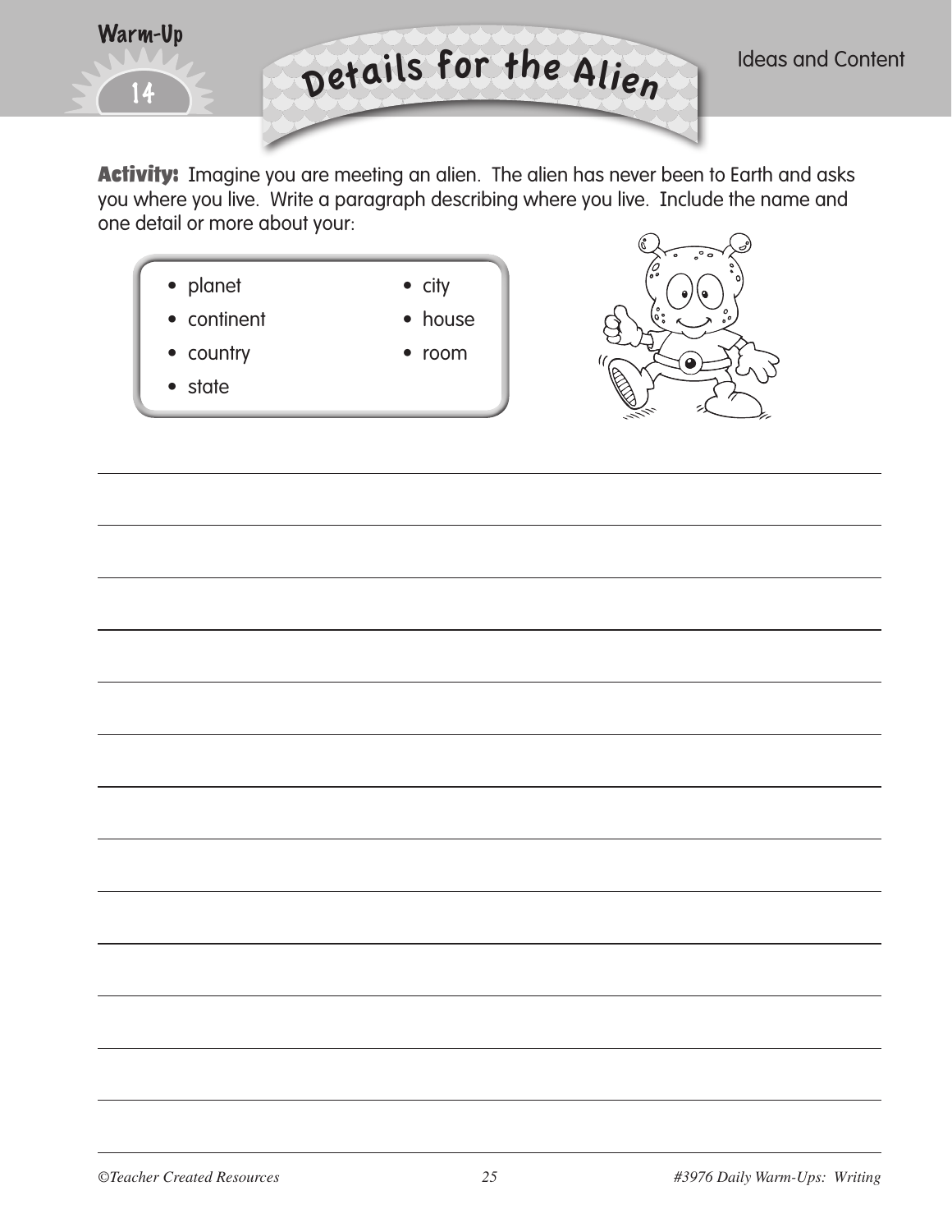Warm-Up 14

# Details for the Alien

Ideas and Content

**Activity:** Imagine you are meeting an alien. The alien has never been to Earth and asks you where you live. Write a paragraph describing where you live. Include the name and one detail or more about your:

- planet
- continent
- country
- state
- city
- house
- room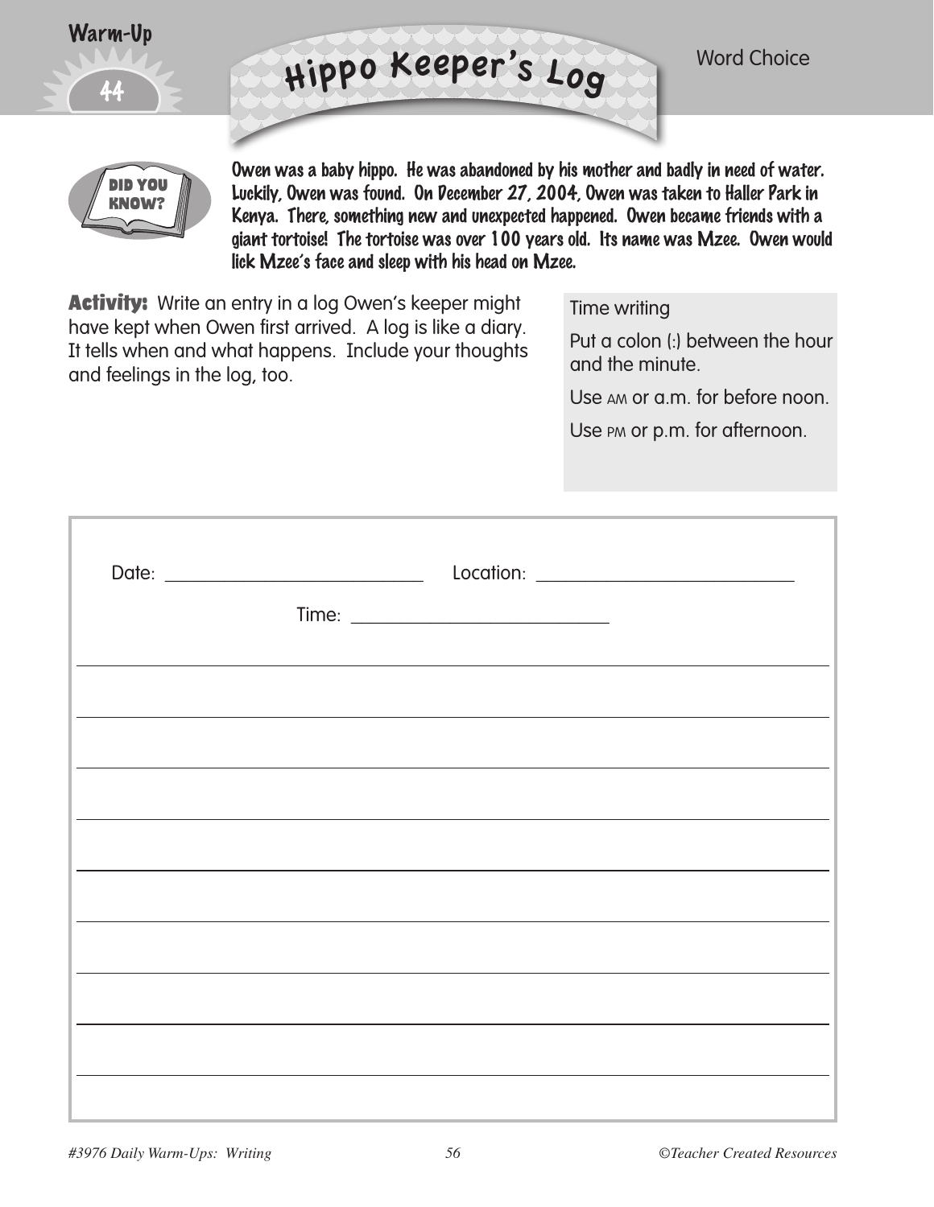Warm-Up 44

# Hippo Keeper's Log

Word Choice

**DID YOU KNOW?**

Owen was a baby hippo. He was abandoned by his mother and badly in need of water. Luckily, Owen was found. On December 27, 2004, Owen was taken to Haller Park in Kenya. There, something new and unexpected happened. Owen became friends with a giant tortoise! The tortoise was over 100 years old. Its name was Mzee. Owen would lick Mzee's face and sleep with his head on Mzee.

**Activity:** Write an entry in a log Owen's keeper might have kept when Owen first arrived. A log is like a diary. It tells when and what happens. Include your thoughts and feelings in the log, too.

Time writing

Put a colon (:) between the hour and the minute.

Use AM or a.m. for before noon.

Use PM or p.m. for afternoon.

Date: ____________________ Location: ____________________

Time: ____________________

______________________________________________________________

______________________________________________________________

______________________________________________________________

______________________________________________________________

______________________________________________________________

______________________________________________________________

______________________________________________________________

______________________________________________________________

______________________________________________________________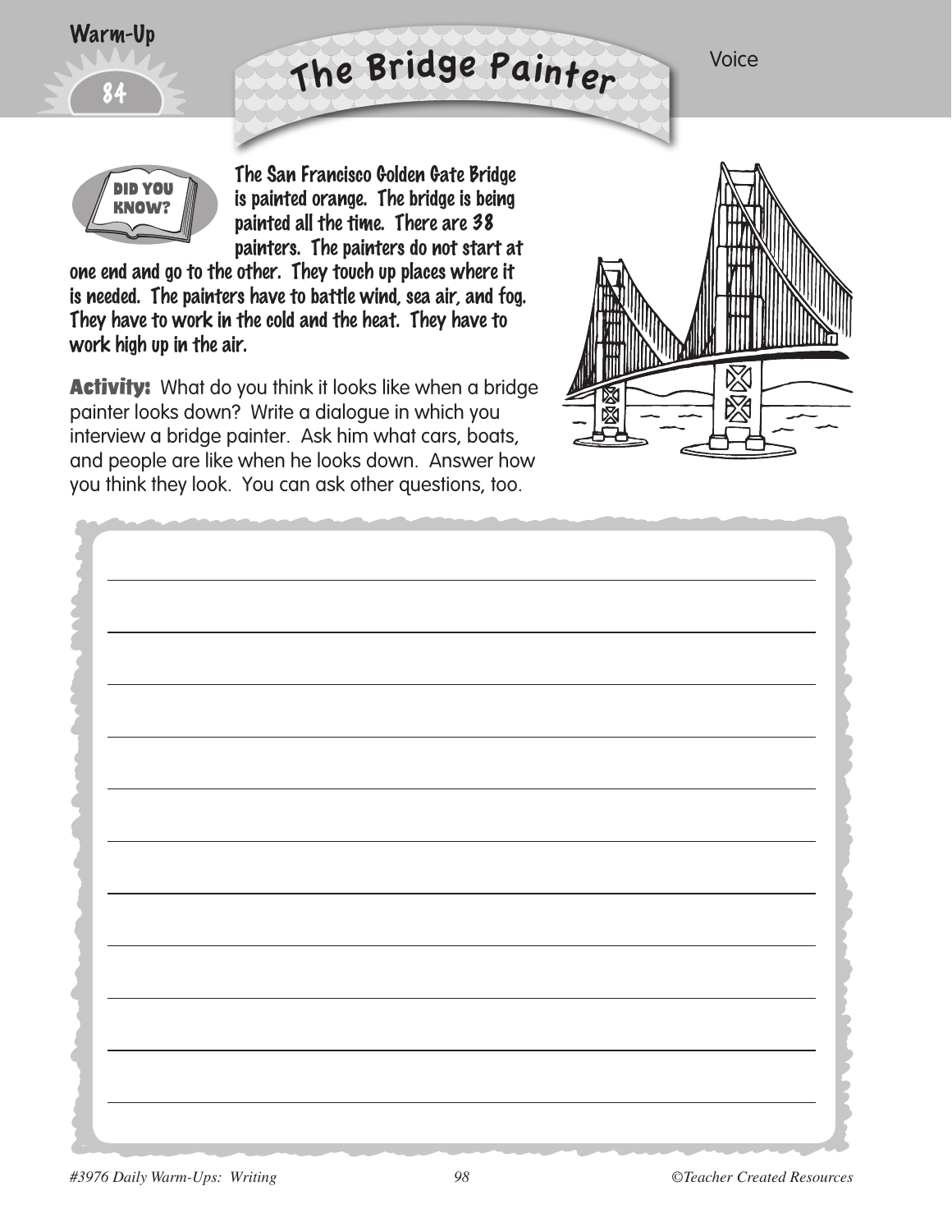Warm-Up 84

# The Bridge Painter

Voice

**DID YOU KNOW?**

The San Francisco Golden Gate Bridge is painted orange. The bridge is being painted all the time. There are 38 painters. The painters do not start at one end and go to the other. They touch up places where it is needed. The painters have to battle wind, sea air, and fog. They have to work in the cold and the heat. They have to work high up in the air.

**Activity:** What do you think it looks like when a bridge painter looks down? Write a dialogue in which you interview a bridge painter. Ask him what cars, boats, and people are like when he looks down. Answer how you think they look. You can ask other questions, too.